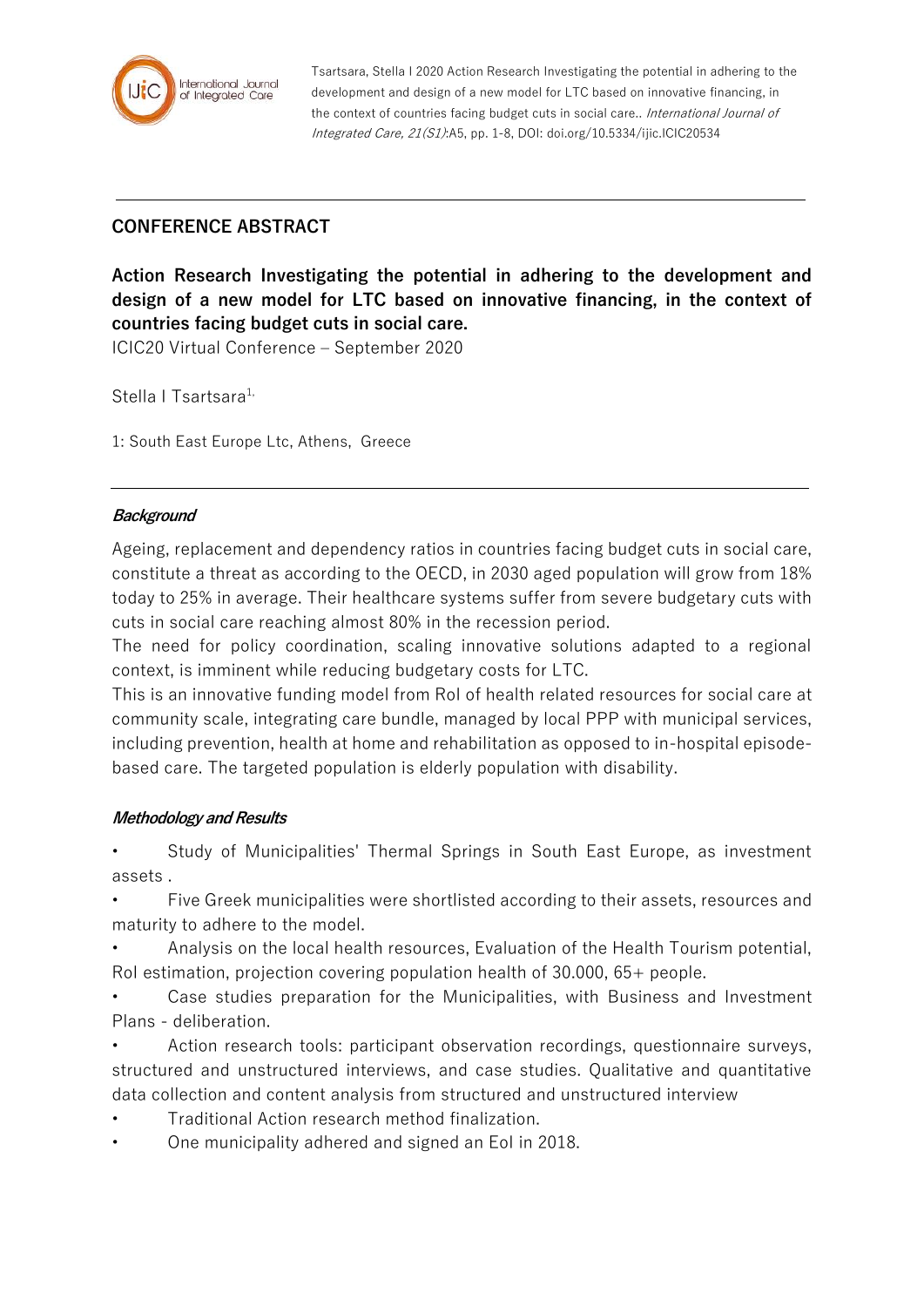Tsartsara, Stella I 2020 Action Research Investigating the potential in adhering to the development and design of a new model for LTC based on innovative financing, in the context of countries facing budget cuts in social care.. *International Journal of Integrated Care, 21(S1)*:A5, pp. 1-8, DOI: doi.org/10.5334/ijic.ICIC20534

## CONFERENCE ABSTRACT

# Action Research Investigating the potential in adhering to the development and design of a new model for LTC based on innovative financing, in the context of countries facing budget cuts in social care.

ICIC20 Virtual Conference – September 2020

Stella I Tsartsara[1,]

1: South East Europe Ltc, Athens, Greece

### *Background*

Ageing, replacement and dependency ratios in countries facing budget cuts in social care, constitute a threat as according to the OECD, in 2030 aged population will grow from 18% today to 25% in average. Their healthcare systems suffer from severe budgetary cuts with cuts in social care reaching almost 80% in the recession period.

The need for policy coordination, scaling innovative solutions adapted to a regional context, is imminent while reducing budgetary costs for LTC.

This is an innovative funding model from RoI of health related resources for social care at community scale, integrating care bundle, managed by local PPP with municipal services, including prevention, health at home and rehabilitation as opposed to in-hospital episode-based care. The targeted population is elderly population with disability.

### *Methodology and Results*

- Study of Municipalities' Thermal Springs in South East Europe, as investment assets .
- Five Greek municipalities were shortlisted according to their assets, resources and maturity to adhere to the model.
- Analysis on the local health resources, Evaluation of the Health Tourism potential, RoI estimation, projection covering population health of 30.000, 65+ people.
- Case studies preparation for the Municipalities, with Business and Investment Plans - deliberation.
- Action research tools: participant observation recordings, questionnaire surveys, structured and unstructured interviews, and case studies. Qualitative and quantitative data collection and content analysis from structured and unstructured interview
- Traditional Action research method finalization.
- One municipality adhered and signed an EoI in 2018.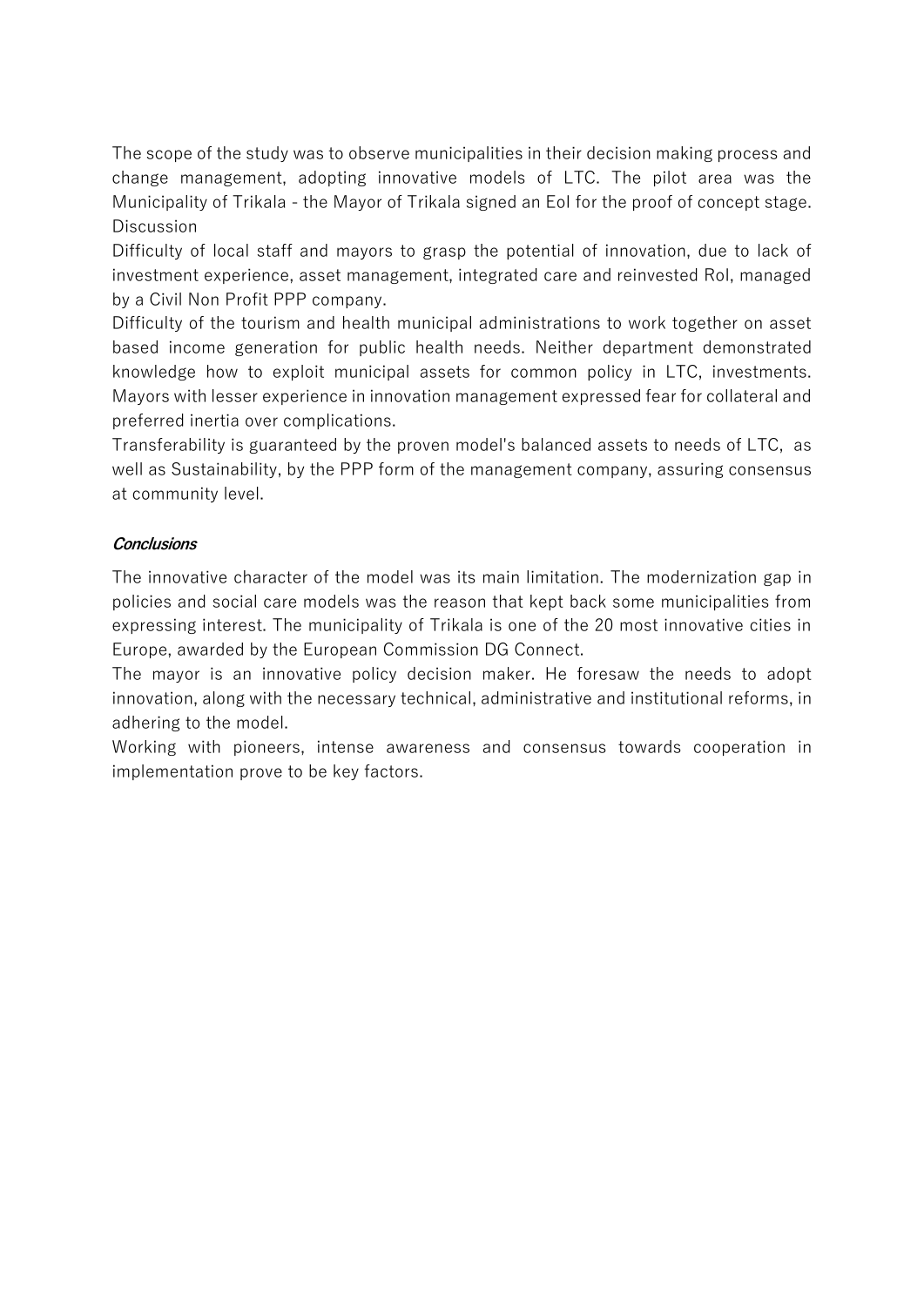The scope of the study was to observe municipalities in their decision making process and change management, adopting innovative models of LTC. The pilot area was the Municipality of Trikala - the Mayor of Trikala signed an EoI for the proof of concept stage.

Discussion

Difficulty of local staff and mayors to grasp the potential of innovation, due to lack of investment experience, asset management, integrated care and reinvested RoI, managed by a Civil Non Profit PPP company.

Difficulty of the tourism and health municipal administrations to work together on asset based income generation for public health needs. Neither department demonstrated knowledge how to exploit municipal assets for common policy in LTC, investments. Mayors with lesser experience in innovation management expressed fear for collateral and preferred inertia over complications.

Transferability is guaranteed by the proven model's balanced assets to needs of LTC, as well as Sustainability, by the PPP form of the management company, assuring consensus at community level.

***Conclusions***

The innovative character of the model was its main limitation. The modernization gap in policies and social care models was the reason that kept back some municipalities from expressing interest. The municipality of Trikala is one of the 20 most innovative cities in Europe, awarded by the European Commission DG Connect.

The mayor is an innovative policy decision maker. He foresaw the needs to adopt innovation, along with the necessary technical, administrative and institutional reforms, in adhering to the model.

Working with pioneers, intense awareness and consensus towards cooperation in implementation prove to be key factors.